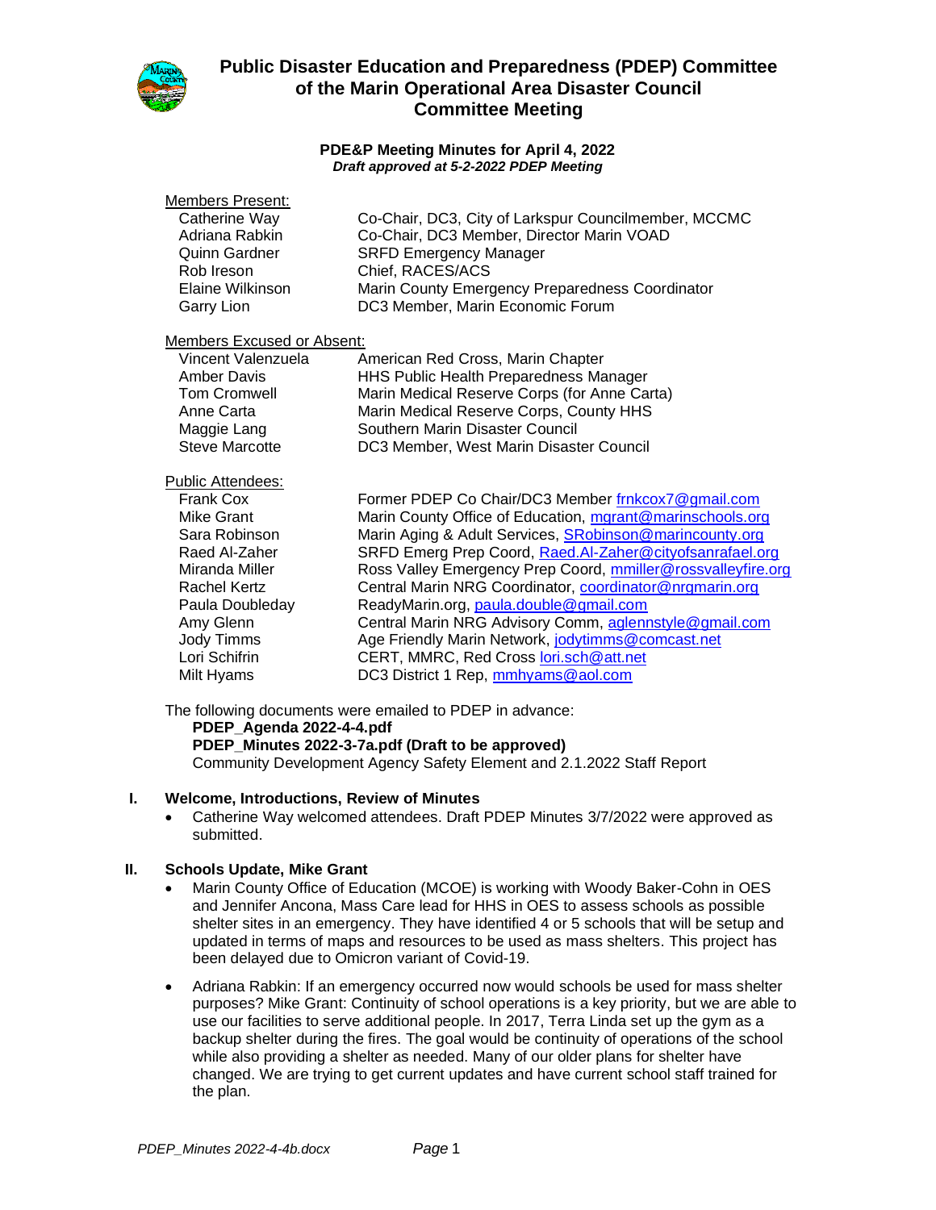# Public Disaster Education and Preparedness (PDEP) Committee of the Marin Operational Area Disaster Council Committee Meeting

**PDE&P Meeting Minutes for April 4, 2022**
***Draft approved at 5-2-2022 PDEP Meeting***

Members Present:

| | |
|---|---|
| Catherine Way | Co-Chair, DC3, City of Larkspur Councilmember, MCCMC |
| Adriana Rabkin | Co-Chair, DC3 Member, Director Marin VOAD |
| Quinn Gardner | SRFD Emergency Manager |
| Rob Ireson | Chief, RACES/ACS |
| Elaine Wilkinson | Marin County Emergency Preparedness Coordinator |
| Garry Lion | DC3 Member, Marin Economic Forum |

Members Excused or Absent:

| | |
|---|---|
| Vincent Valenzuela | American Red Cross, Marin Chapter |
| Amber Davis | HHS Public Health Preparedness Manager |
| Tom Cromwell | Marin Medical Reserve Corps (for Anne Carta) |
| Anne Carta | Marin Medical Reserve Corps, County HHS |
| Maggie Lang | Southern Marin Disaster Council |
| Steve Marcotte | DC3 Member, West Marin Disaster Council |

Public Attendees:

| | |
|---|---|
| Frank Cox | Former PDEP Co Chair/DC3 Member frnkcox7@gmail.com |
| Mike Grant | Marin County Office of Education, mgrant@marinschools.org |
| Sara Robinson | Marin Aging & Adult Services, SRobinson@marincounty.org |
| Raed Al-Zaher | SRFD Emerg Prep Coord, Raed.Al-Zaher@cityofsanrafael.org |
| Miranda Miller | Ross Valley Emergency Prep Coord, mmiller@rossvalleyfire.org |
| Rachel Kertz | Central Marin NRG Coordinator, coordinator@nrgmarin.org |
| Paula Doubleday | ReadyMarin.org, paula.double@gmail.com |
| Amy Glenn | Central Marin NRG Advisory Comm, aglennstyle@gmail.com |
| Jody Timms | Age Friendly Marin Network, jodytimms@comcast.net |
| Lori Schifrin | CERT, MMRC, Red Cross lori.sch@att.net |
| Milt Hyams | DC3 District 1 Rep, mmhyams@aol.com |

The following documents were emailed to PDEP in advance:

**PDEP_Agenda 2022-4-4.pdf**
**PDEP_Minutes 2022-3-7a.pdf (Draft to be approved)**
Community Development Agency Safety Element and 2.1.2022 Staff Report

## I. Welcome, Introductions, Review of Minutes

- Catherine Way welcomed attendees. Draft PDEP Minutes 3/7/2022 were approved as submitted.

## II. Schools Update, Mike Grant

- Marin County Office of Education (MCOE) is working with Woody Baker-Cohn in OES and Jennifer Ancona, Mass Care lead for HHS in OES to assess schools as possible shelter sites in an emergency. They have identified 4 or 5 schools that will be setup and updated in terms of maps and resources to be used as mass shelters. This project has been delayed due to Omicron variant of Covid-19.
- Adriana Rabkin: If an emergency occurred now would schools be used for mass shelter purposes? Mike Grant: Continuity of school operations is a key priority, but we are able to use our facilities to serve additional people. In 2017, Terra Linda set up the gym as a backup shelter during the fires. The goal would be continuity of operations of the school while also providing a shelter as needed. Many of our older plans for shelter have changed. We are trying to get current updates and have current school staff trained for the plan.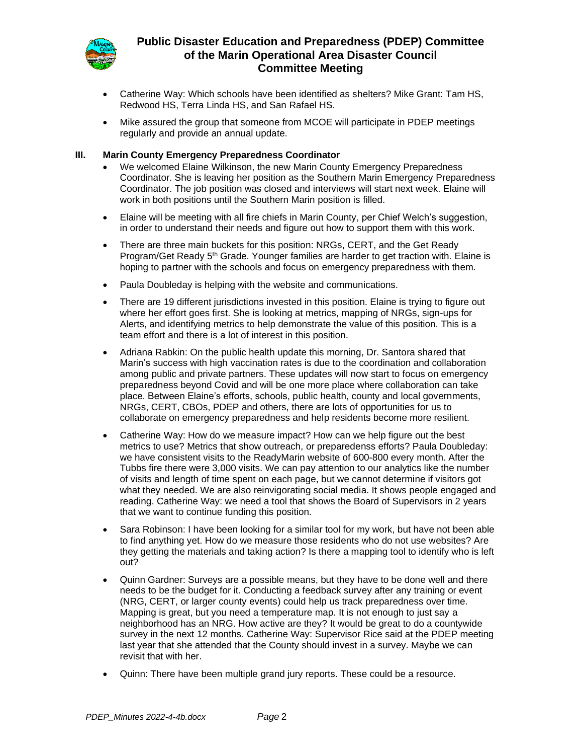- Catherine Way: Which schools have been identified as shelters? Mike Grant: Tam HS, Redwood HS, Terra Linda HS, and San Rafael HS.
- Mike assured the group that someone from MCOE will participate in PDEP meetings regularly and provide an annual update.

### III. Marin County Emergency Preparedness Coordinator

- We welcomed Elaine Wilkinson, the new Marin County Emergency Preparedness Coordinator. She is leaving her position as the Southern Marin Emergency Preparedness Coordinator. The job position was closed and interviews will start next week. Elaine will work in both positions until the Southern Marin position is filled.
- Elaine will be meeting with all fire chiefs in Marin County, per Chief Welch's suggestion, in order to understand their needs and figure out how to support them with this work.
- There are three main buckets for this position: NRGs, CERT, and the Get Ready Program/Get Ready 5th Grade. Younger families are harder to get traction with. Elaine is hoping to partner with the schools and focus on emergency preparedness with them.
- Paula Doubleday is helping with the website and communications.
- There are 19 different jurisdictions invested in this position. Elaine is trying to figure out where her effort goes first. She is looking at metrics, mapping of NRGs, sign-ups for Alerts, and identifying metrics to help demonstrate the value of this position. This is a team effort and there is a lot of interest in this position.
- Adriana Rabkin: On the public health update this morning, Dr. Santora shared that Marin's success with high vaccination rates is due to the coordination and collaboration among public and private partners. These updates will now start to focus on emergency preparedness beyond Covid and will be one more place where collaboration can take place. Between Elaine's efforts, schools, public health, county and local governments, NRGs, CERT, CBOs, PDEP and others, there are lots of opportunities for us to collaborate on emergency preparedness and help residents become more resilient.
- Catherine Way: How do we measure impact? How can we help figure out the best metrics to use? Metrics that show outreach, or preparedenss efforts? Paula Doubleday: we have consistent visits to the ReadyMarin website of 600-800 every month. After the Tubbs fire there were 3,000 visits. We can pay attention to our analytics like the number of visits and length of time spent on each page, but we cannot determine if visitors got what they needed. We are also reinvigorating social media. It shows people engaged and reading. Catherine Way: we need a tool that shows the Board of Supervisors in 2 years that we want to continue funding this position.
- Sara Robinson: I have been looking for a similar tool for my work, but have not been able to find anything yet. How do we measure those residents who do not use websites? Are they getting the materials and taking action? Is there a mapping tool to identify who is left out?
- Quinn Gardner: Surveys are a possible means, but they have to be done well and there needs to be the budget for it. Conducting a feedback survey after any training or event (NRG, CERT, or larger county events) could help us track preparedness over time. Mapping is great, but you need a temperature map. It is not enough to just say a neighborhood has an NRG. How active are they? It would be great to do a countywide survey in the next 12 months. Catherine Way: Supervisor Rice said at the PDEP meeting last year that she attended that the County should invest in a survey. Maybe we can revisit that with her.
- Quinn: There have been multiple grand jury reports. These could be a resource.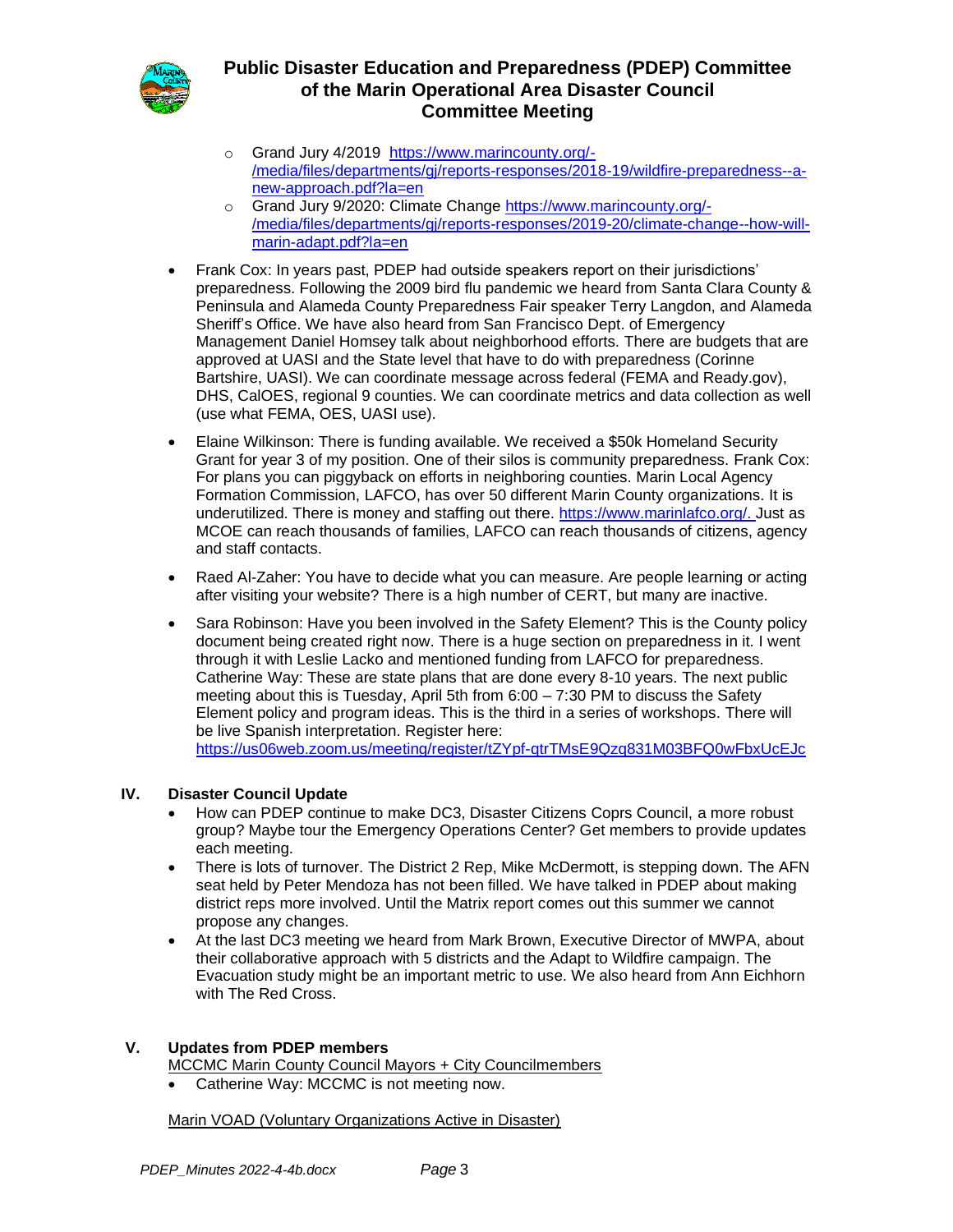- Grand Jury 4/2019 https://www.marincounty.org/-/media/files/departments/gj/reports-responses/2018-19/wildfire-preparedness--a-new-approach.pdf?la=en
- Grand Jury 9/2020: Climate Change https://www.marincounty.org/-/media/files/departments/gj/reports-responses/2019-20/climate-change--how-will-marin-adapt.pdf?la=en

- Frank Cox: In years past, PDEP had outside speakers report on their jurisdictions' preparedness. Following the 2009 bird flu pandemic we heard from Santa Clara County & Peninsula and Alameda County Preparedness Fair speaker Terry Langdon, and Alameda Sheriff's Office. We have also heard from San Francisco Dept. of Emergency Management Daniel Homsey talk about neighborhood efforts. There are budgets that are approved at UASI and the State level that have to do with preparedness (Corinne Bartshire, UASI). We can coordinate message across federal (FEMA and Ready.gov), DHS, CalOES, regional 9 counties. We can coordinate metrics and data collection as well (use what FEMA, OES, UASI use).

- Elaine Wilkinson: There is funding available. We received a $50k Homeland Security Grant for year 3 of my position. One of their silos is community preparedness. Frank Cox: For plans you can piggyback on efforts in neighboring counties. Marin Local Agency Formation Commission, LAFCO, has over 50 different Marin County organizations. It is underutilized. There is money and staffing out there. https://www.marinlafco.org/. Just as MCOE can reach thousands of families, LAFCO can reach thousands of citizens, agency and staff contacts.

- Raed Al-Zaher: You have to decide what you can measure. Are people learning or acting after visiting your website? There is a high number of CERT, but many are inactive.

- Sara Robinson: Have you been involved in the Safety Element? This is the County policy document being created right now. There is a huge section on preparedness in it. I went through it with Leslie Lacko and mentioned funding from LAFCO for preparedness. Catherine Way: These are state plans that are done every 8-10 years. The next public meeting about this is Tuesday, April 5th from 6:00 – 7:30 PM to discuss the Safety Element policy and program ideas. This is the third in a series of workshops. There will be live Spanish interpretation. Register here: https://us06web.zoom.us/meeting/register/tZYpf-qtrTMsE9Qzq831M03BFQ0wFbxUcEJc

## IV. Disaster Council Update

- How can PDEP continue to make DC3, Disaster Citizens Coprs Council, a more robust group? Maybe tour the Emergency Operations Center? Get members to provide updates each meeting.
- There is lots of turnover. The District 2 Rep, Mike McDermott, is stepping down. The AFN seat held by Peter Mendoza has not been filled. We have talked in PDEP about making district reps more involved. Until the Matrix report comes out this summer we cannot propose any changes.
- At the last DC3 meeting we heard from Mark Brown, Executive Director of MWPA, about their collaborative approach with 5 districts and the Adapt to Wildfire campaign. The Evacuation study might be an important metric to use. We also heard from Ann Eichhorn with The Red Cross.

## V. Updates from PDEP members

MCCMC Marin County Council Mayors + City Councilmembers

- Catherine Way: MCCMC is not meeting now.

Marin VOAD (Voluntary Organizations Active in Disaster)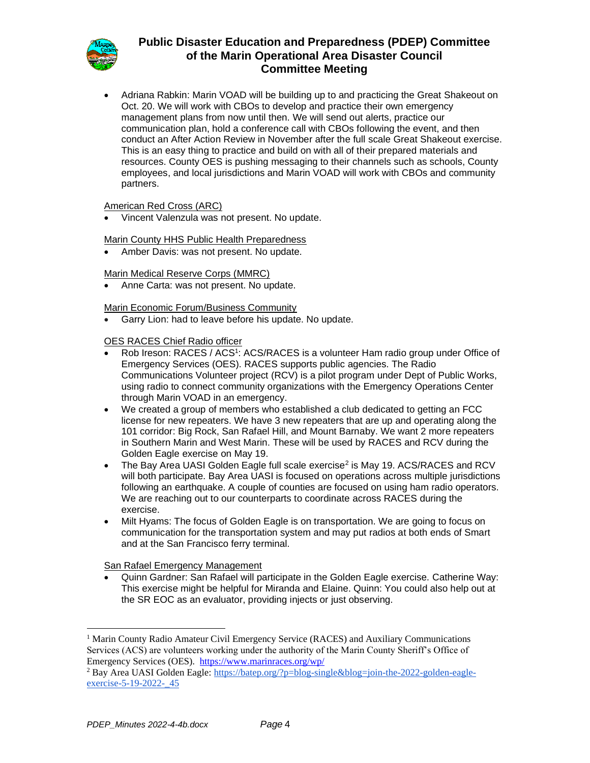- Adriana Rabkin: Marin VOAD will be building up to and practicing the Great Shakeout on Oct. 20. We will work with CBOs to develop and practice their own emergency management plans from now until then. We will send out alerts, practice our communication plan, hold a conference call with CBOs following the event, and then conduct an After Action Review in November after the full scale Great Shakeout exercise. This is an easy thing to practice and build on with all of their prepared materials and resources. County OES is pushing messaging to their channels such as schools, County employees, and local jurisdictions and Marin VOAD will work with CBOs and community partners.

<u>American Red Cross (ARC)</u>

- Vincent Valenzula was not present. No update.

<u>Marin County HHS Public Health Preparedness</u>

- Amber Davis: was not present. No update.

<u>Marin Medical Reserve Corps (MMRC)</u>

- Anne Carta: was not present. No update.

<u>Marin Economic Forum/Business Community</u>

- Garry Lion: had to leave before his update. No update.

<u>OES RACES Chief Radio officer</u>

- Rob Ireson: RACES / ACS[1]: ACS/RACES is a volunteer Ham radio group under Office of Emergency Services (OES). RACES supports public agencies. The Radio Communications Volunteer project (RCV) is a pilot program under Dept of Public Works, using radio to connect community organizations with the Emergency Operations Center through Marin VOAD in an emergency.
- We created a group of members who established a club dedicated to getting an FCC license for new repeaters. We have 3 new repeaters that are up and operating along the 101 corridor: Big Rock, San Rafael Hill, and Mount Barnaby. We want 2 more repeaters in Southern Marin and West Marin. These will be used by RACES and RCV during the Golden Eagle exercise on May 19.
- The Bay Area UASI Golden Eagle full scale exercise[2] is May 19. ACS/RACES and RCV will both participate. Bay Area UASI is focused on operations across multiple jurisdictions following an earthquake. A couple of counties are focused on using ham radio operators. We are reaching out to our counterparts to coordinate across RACES during the exercise.
- Milt Hyams: The focus of Golden Eagle is on transportation. We are going to focus on communication for the transportation system and may put radios at both ends of Smart and at the San Francisco ferry terminal.

<u>San Rafael Emergency Management</u>

- Quinn Gardner: San Rafael will participate in the Golden Eagle exercise. Catherine Way: This exercise might be helpful for Miranda and Elaine. Quinn: You could also help out at the SR EOC as an evaluator, providing injects or just observing.

---

[1] Marin County Radio Amateur Civil Emergency Service (RACES) and Auxiliary Communications Services (ACS) are volunteers working under the authority of the Marin County Sheriff's Office of Emergency Services (OES). https://www.marinraces.org/wp/

[2] Bay Area UASI Golden Eagle: https://batep.org/?p=blog-single&blog=join-the-2022-golden-eagle-exercise-5-19-2022-_45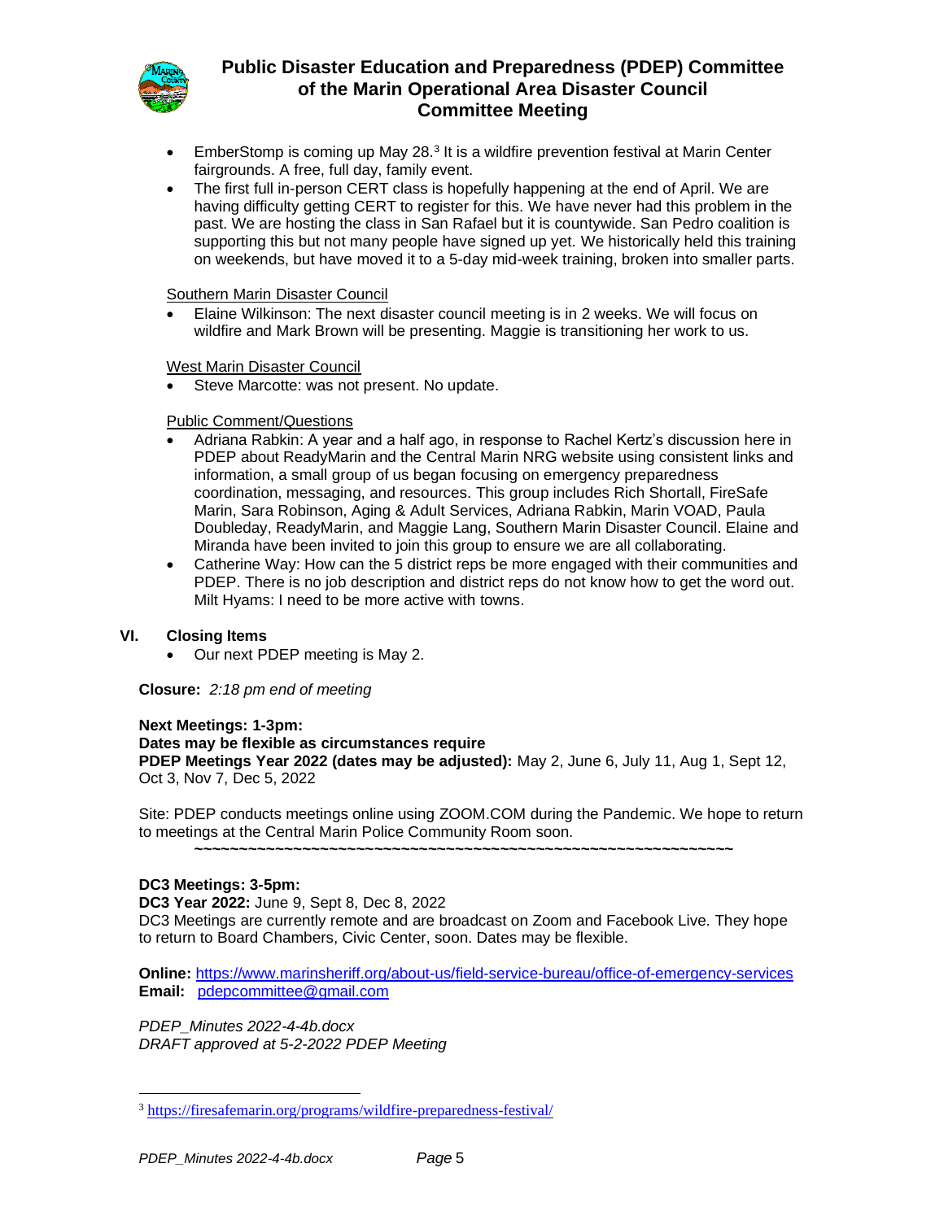- EmberStomp is coming up May 28.[3] It is a wildfire prevention festival at Marin Center fairgrounds. A free, full day, family event.
- The first full in-person CERT class is hopefully happening at the end of April. We are having difficulty getting CERT to register for this. We have never had this problem in the past. We are hosting the class in San Rafael but it is countywide. San Pedro coalition is supporting this but not many people have signed up yet. We historically held this training on weekends, but have moved it to a 5-day mid-week training, broken into smaller parts.

Southern Marin Disaster Council

- Elaine Wilkinson: The next disaster council meeting is in 2 weeks. We will focus on wildfire and Mark Brown will be presenting. Maggie is transitioning her work to us.

West Marin Disaster Council

- Steve Marcotte: was not present. No update.

Public Comment/Questions

- Adriana Rabkin: A year and a half ago, in response to Rachel Kertz's discussion here in PDEP about ReadyMarin and the Central Marin NRG website using consistent links and information, a small group of us began focusing on emergency preparedness coordination, messaging, and resources. This group includes Rich Shortall, FireSafe Marin, Sara Robinson, Aging & Adult Services, Adriana Rabkin, Marin VOAD, Paula Doubleday, ReadyMarin, and Maggie Lang, Southern Marin Disaster Council. Elaine and Miranda have been invited to join this group to ensure we are all collaborating.
- Catherine Way: How can the 5 district reps be more engaged with their communities and PDEP. There is no job description and district reps do not know how to get the word out. Milt Hyams: I need to be more active with towns.

## VI. Closing Items

- Our next PDEP meeting is May 2.

**Closure:** *2:18 pm end of meeting*

**Next Meetings: 1-3pm:**
**Dates may be flexible as circumstances require**
**PDEP Meetings Year 2022 (dates may be adjusted):** May 2, June 6, July 11, Aug 1, Sept 12, Oct 3, Nov 7, Dec 5, 2022

Site: PDEP conducts meetings online using ZOOM.COM during the Pandemic. We hope to return to meetings at the Central Marin Police Community Room soon.

~~~~~~~~~~~~~~~~~~~~~~~~~~~~~~~~~~~~~~~~~~~~~~~~~~~~~~~~~~~~~~

**DC3 Meetings: 3-5pm:**
**DC3 Year 2022:** June 9, Sept 8, Dec 8, 2022
DC3 Meetings are currently remote and are broadcast on Zoom and Facebook Live. They hope to return to Board Chambers, Civic Center, soon. Dates may be flexible.

**Online:** https://www.marinsheriff.org/about-us/field-service-bureau/office-of-emergency-services
**Email:** pdepcommittee@gmail.com

*PDEP_Minutes 2022-4-4b.docx*
*DRAFT approved at 5-2-2022 PDEP Meeting*

[3] https://firesafemarin.org/programs/wildfire-preparedness-festival/